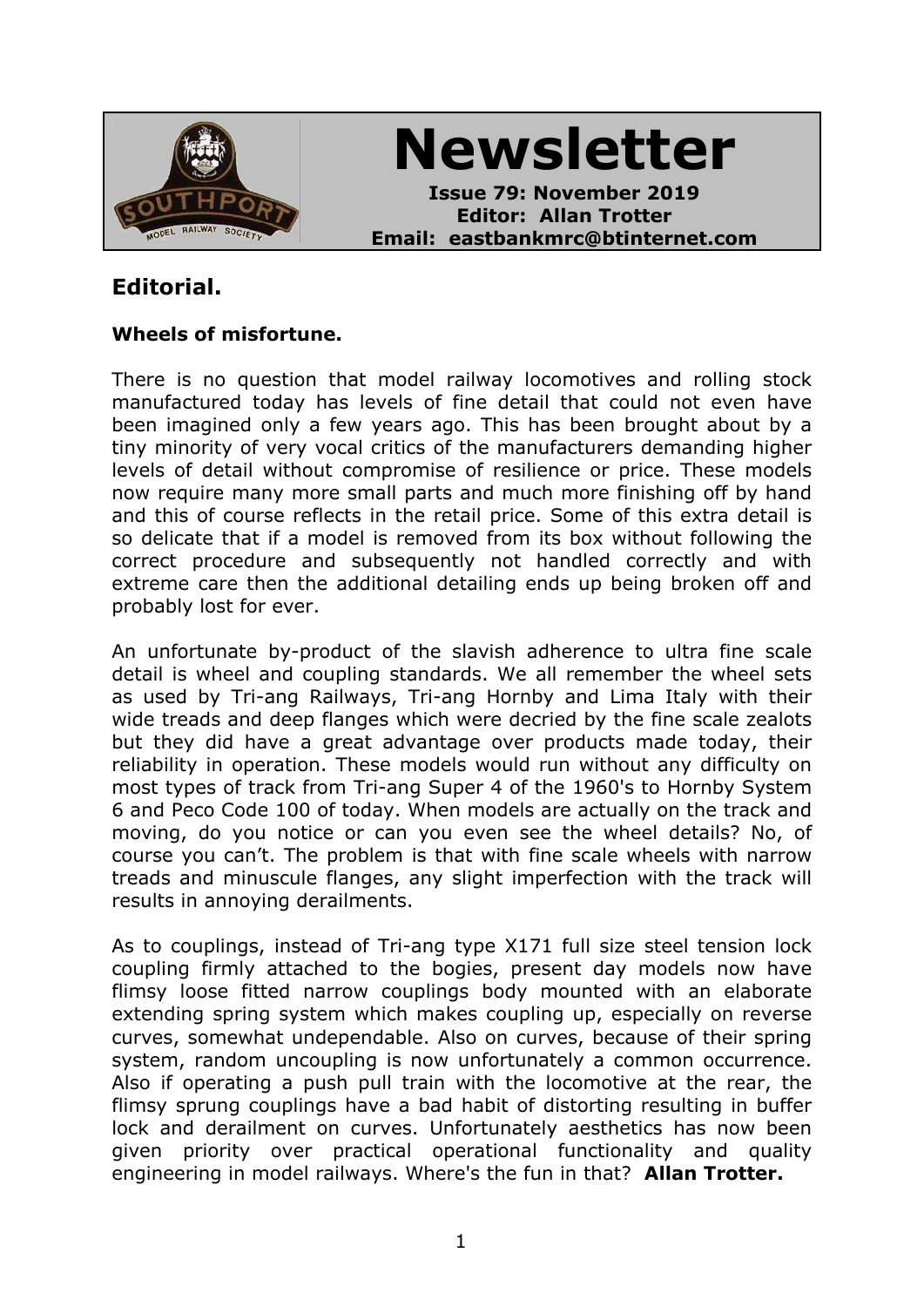# Newsletter

**Issue 79: November 2019**
**Editor: Allan Trotter**
**Email: eastbankmrc@btinternet.com**

## Editorial.

### Wheels of misfortune.

There is no question that model railway locomotives and rolling stock manufactured today has levels of fine detail that could not even have been imagined only a few years ago. This has been brought about by a tiny minority of very vocal critics of the manufacturers demanding higher levels of detail without compromise of resilience or price. These models now require many more small parts and much more finishing off by hand and this of course reflects in the retail price. Some of this extra detail is so delicate that if a model is removed from its box without following the correct procedure and subsequently not handled correctly and with extreme care then the additional detailing ends up being broken off and probably lost for ever.

An unfortunate by-product of the slavish adherence to ultra fine scale detail is wheel and coupling standards. We all remember the wheel sets as used by Tri-ang Railways, Tri-ang Hornby and Lima Italy with their wide treads and deep flanges which were decried by the fine scale zealots but they did have a great advantage over products made today, their reliability in operation. These models would run without any difficulty on most types of track from Tri-ang Super 4 of the 1960's to Hornby System 6 and Peco Code 100 of today. When models are actually on the track and moving, do you notice or can you even see the wheel details? No, of course you can't. The problem is that with fine scale wheels with narrow treads and minuscule flanges, any slight imperfection with the track will results in annoying derailments.

As to couplings, instead of Tri-ang type X171 full size steel tension lock coupling firmly attached to the bogies, present day models now have flimsy loose fitted narrow couplings body mounted with an elaborate extending spring system which makes coupling up, especially on reverse curves, somewhat undependable. Also on curves, because of their spring system, random uncoupling is now unfortunately a common occurrence. Also if operating a push pull train with the locomotive at the rear, the flimsy sprung couplings have a bad habit of distorting resulting in buffer lock and derailment on curves. Unfortunately aesthetics has now been given priority over practical operational functionality and quality engineering in model railways. Where's the fun in that? **Allan Trotter.**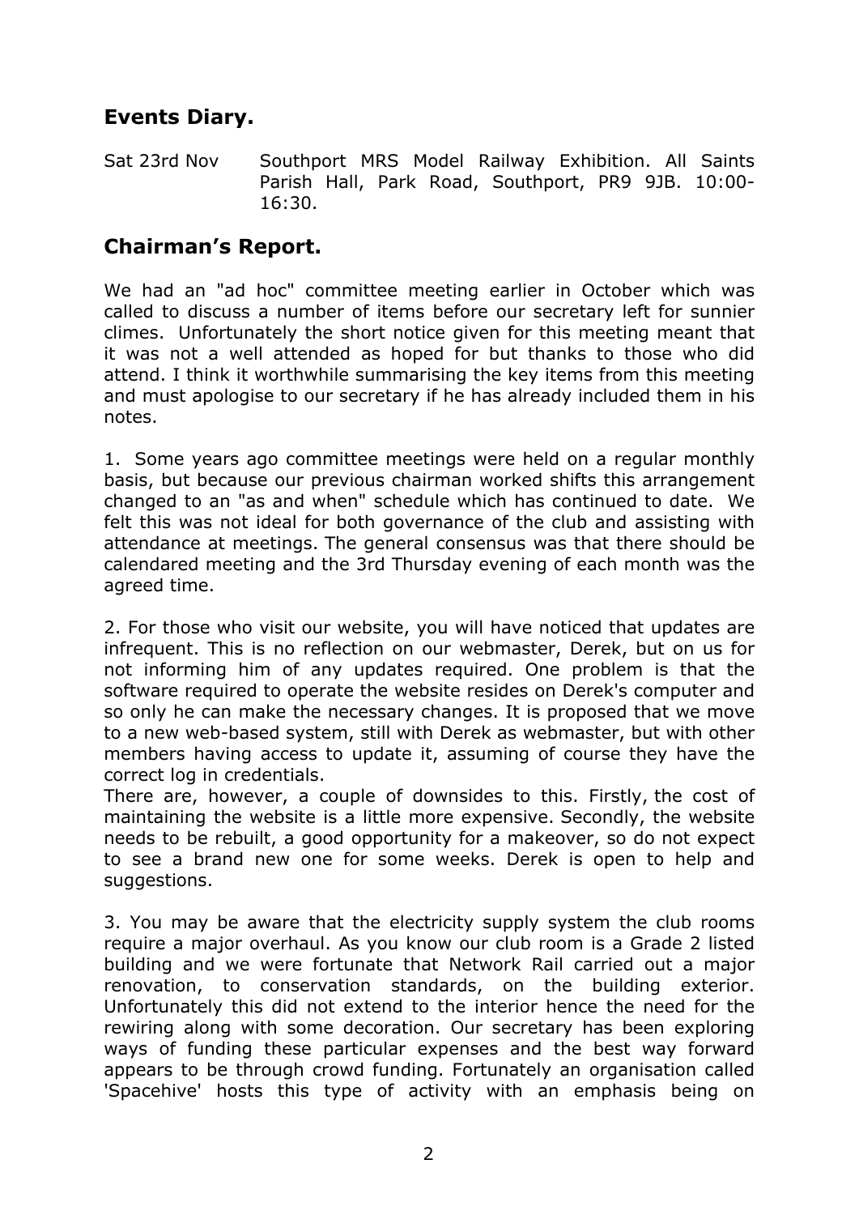## Events Diary.

Sat 23rd Nov    Southport MRS Model Railway Exhibition. All Saints Parish Hall, Park Road, Southport, PR9 9JB. 10:00-16:30.

## Chairman's Report.

We had an "ad hoc" committee meeting earlier in October which was called to discuss a number of items before our secretary left for sunnier climes. Unfortunately the short notice given for this meeting meant that it was not a well attended as hoped for but thanks to those who did attend. I think it worthwhile summarising the key items from this meeting and must apologise to our secretary if he has already included them in his notes.

1. Some years ago committee meetings were held on a regular monthly basis, but because our previous chairman worked shifts this arrangement changed to an "as and when" schedule which has continued to date. We felt this was not ideal for both governance of the club and assisting with attendance at meetings. The general consensus was that there should be calendared meeting and the 3rd Thursday evening of each month was the agreed time.

2. For those who visit our website, you will have noticed that updates are infrequent. This is no reflection on our webmaster, Derek, but on us for not informing him of any updates required. One problem is that the software required to operate the website resides on Derek's computer and so only he can make the necessary changes. It is proposed that we move to a new web-based system, still with Derek as webmaster, but with other members having access to update it, assuming of course they have the correct log in credentials.
There are, however, a couple of downsides to this. Firstly, the cost of maintaining the website is a little more expensive. Secondly, the website needs to be rebuilt, a good opportunity for a makeover, so do not expect to see a brand new one for some weeks. Derek is open to help and suggestions.

3. You may be aware that the electricity supply system the club rooms require a major overhaul. As you know our club room is a Grade 2 listed building and we were fortunate that Network Rail carried out a major renovation, to conservation standards, on the building exterior. Unfortunately this did not extend to the interior hence the need for the rewiring along with some decoration. Our secretary has been exploring ways of funding these particular expenses and the best way forward appears to be through crowd funding. Fortunately an organisation called 'Spacehive' hosts this type of activity with an emphasis being on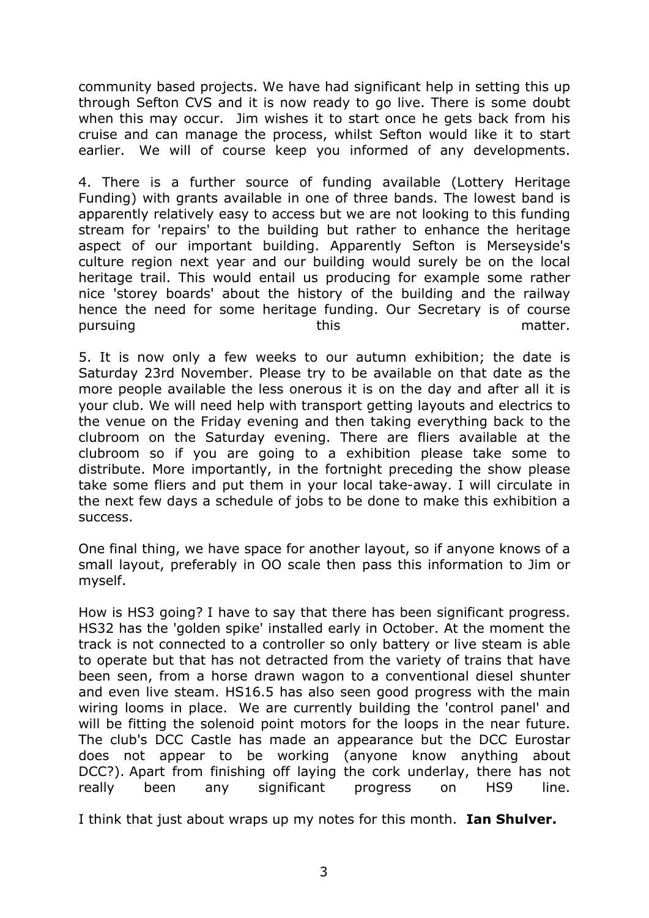community based projects. We have had significant help in setting this up through Sefton CVS and it is now ready to go live. There is some doubt when this may occur. Jim wishes it to start once he gets back from his cruise and can manage the process, whilst Sefton would like it to start earlier. We will of course keep you informed of any developments.

4. There is a further source of funding available (Lottery Heritage Funding) with grants available in one of three bands. The lowest band is apparently relatively easy to access but we are not looking to this funding stream for 'repairs' to the building but rather to enhance the heritage aspect of our important building. Apparently Sefton is Merseyside's culture region next year and our building would surely be on the local heritage trail. This would entail us producing for example some rather nice 'storey boards' about the history of the building and the railway hence the need for some heritage funding. Our Secretary is of course pursuing this matter.

5. It is now only a few weeks to our autumn exhibition; the date is Saturday 23rd November. Please try to be available on that date as the more people available the less onerous it is on the day and after all it is your club. We will need help with transport getting layouts and electrics to the venue on the Friday evening and then taking everything back to the clubroom on the Saturday evening. There are fliers available at the clubroom so if you are going to a exhibition please take some to distribute. More importantly, in the fortnight preceding the show please take some fliers and put them in your local take-away. I will circulate in the next few days a schedule of jobs to be done to make this exhibition a success.

One final thing, we have space for another layout, so if anyone knows of a small layout, preferably in OO scale then pass this information to Jim or myself.

How is HS3 going? I have to say that there has been significant progress. HS32 has the 'golden spike' installed early in October. At the moment the track is not connected to a controller so only battery or live steam is able to operate but that has not detracted from the variety of trains that have been seen, from a horse drawn wagon to a conventional diesel shunter and even live steam. HS16.5 has also seen good progress with the main wiring looms in place. We are currently building the 'control panel' and will be fitting the solenoid point motors for the loops in the near future. The club's DCC Castle has made an appearance but the DCC Eurostar does not appear to be working (anyone know anything about DCC?). Apart from finishing off laying the cork underlay, there has not really been any significant progress on HS9 line.

I think that just about wraps up my notes for this month. **Ian Shulver.**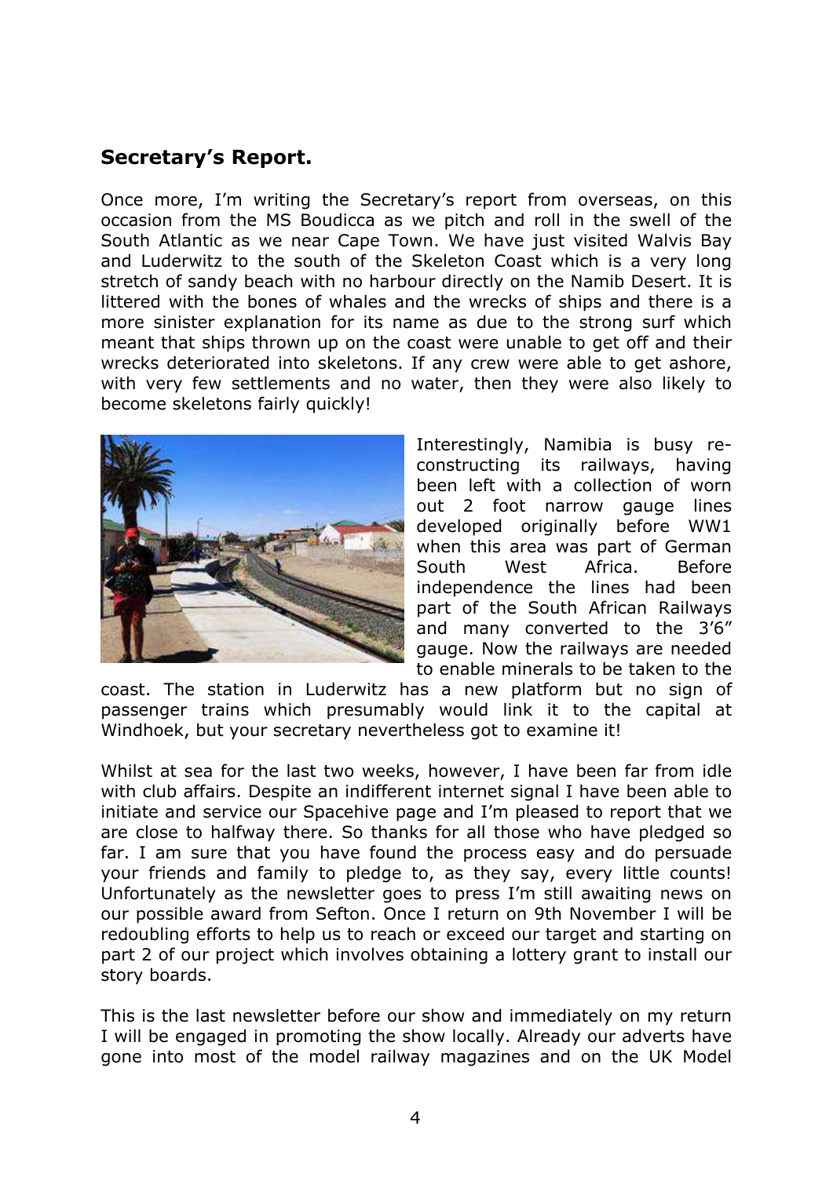## **Secretary's Report.**

Once more, I'm writing the Secretary's report from overseas, on this occasion from the MS Boudicca as we pitch and roll in the swell of the South Atlantic as we near Cape Town. We have just visited Walvis Bay and Luderwitz to the south of the Skeleton Coast which is a very long stretch of sandy beach with no harbour directly on the Namib Desert. It is littered with the bones of whales and the wrecks of ships and there is a more sinister explanation for its name as due to the strong surf which meant that ships thrown up on the coast were unable to get off and their wrecks deteriorated into skeletons. If any crew were able to get ashore, with very few settlements and no water, then they were also likely to become skeletons fairly quickly!

Interestingly, Namibia is busy re-constructing its railways, having been left with a collection of worn out 2 foot narrow gauge lines developed originally before WW1 when this area was part of German South West Africa. Before independence the lines had been part of the South African Railways and many converted to the 3'6" gauge. Now the railways are needed to enable minerals to be taken to the coast. The station in Luderwitz has a new platform but no sign of passenger trains which presumably would link it to the capital at Windhoek, but your secretary nevertheless got to examine it!

Whilst at sea for the last two weeks, however, I have been far from idle with club affairs. Despite an indifferent internet signal I have been able to initiate and service our Spacehive page and I'm pleased to report that we are close to halfway there. So thanks for all those who have pledged so far. I am sure that you have found the process easy and do persuade your friends and family to pledge to, as they say, every little counts! Unfortunately as the newsletter goes to press I'm still awaiting news on our possible award from Sefton. Once I return on 9th November I will be redoubling efforts to help us to reach or exceed our target and starting on part 2 of our project which involves obtaining a lottery grant to install our story boards.

This is the last newsletter before our show and immediately on my return I will be engaged in promoting the show locally. Already our adverts have gone into most of the model railway magazines and on the UK Model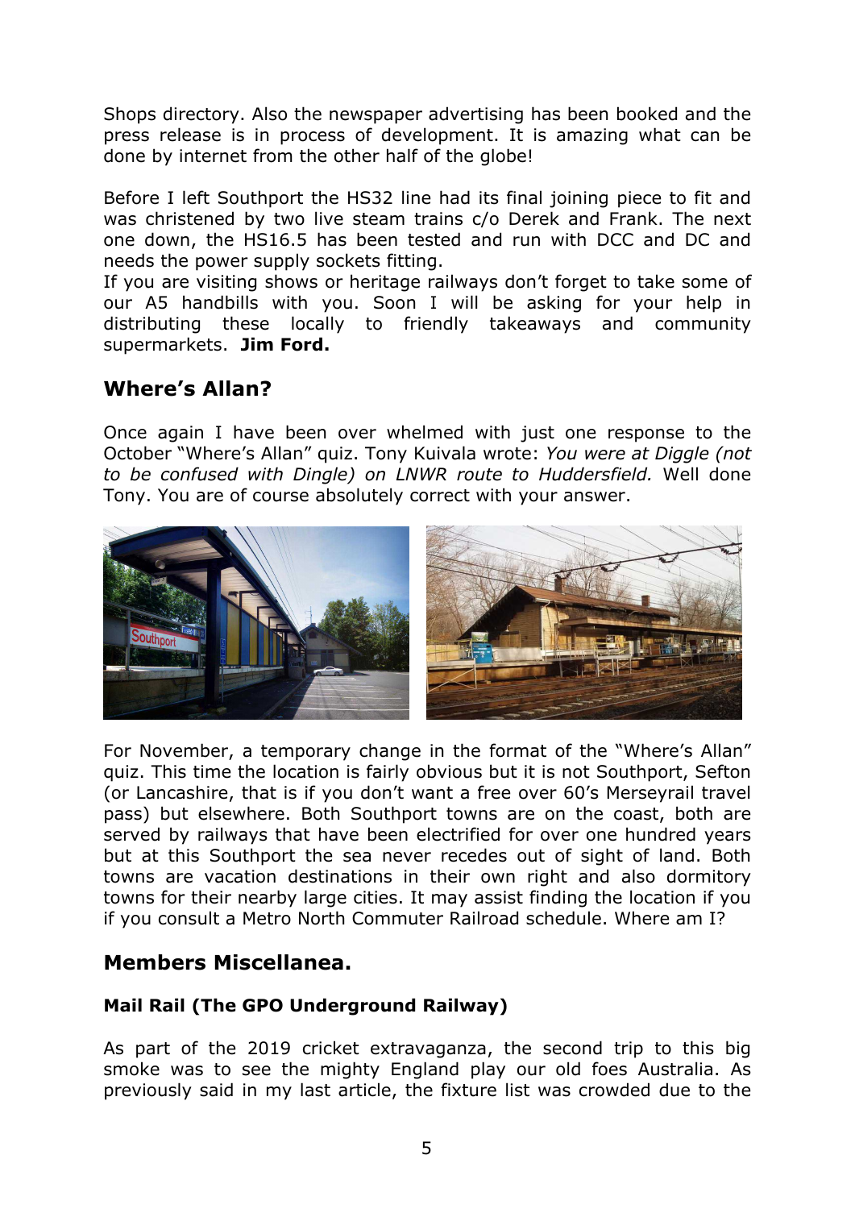Shops directory. Also the newspaper advertising has been booked and the press release is in process of development. It is amazing what can be done by internet from the other half of the globe!

Before I left Southport the HS32 line had its final joining piece to fit and was christened by two live steam trains c/o Derek and Frank. The next one down, the HS16.5 has been tested and run with DCC and DC and needs the power supply sockets fitting.
If you are visiting shows or heritage railways don't forget to take some of our A5 handbills with you. Soon I will be asking for your help in distributing these locally to friendly takeaways and community supermarkets. **Jim Ford.**

## Where's Allan?

Once again I have been over whelmed with just one response to the October "Where's Allan" quiz. Tony Kuivala wrote: *You were at Diggle (not to be confused with Dingle) on LNWR route to Huddersfield.* Well done Tony. You are of course absolutely correct with your answer.

For November, a temporary change in the format of the "Where's Allan" quiz. This time the location is fairly obvious but it is not Southport, Sefton (or Lancashire, that is if you don't want a free over 60's Merseyrail travel pass) but elsewhere. Both Southport towns are on the coast, both are served by railways that have been electrified for over one hundred years but at this Southport the sea never recedes out of sight of land. Both towns are vacation destinations in their own right and also dormitory towns for their nearby large cities. It may assist finding the location if you if you consult a Metro North Commuter Railroad schedule. Where am I?

## Members Miscellanea.

### Mail Rail (The GPO Underground Railway)

As part of the 2019 cricket extravaganza, the second trip to this big smoke was to see the mighty England play our old foes Australia. As previously said in my last article, the fixture list was crowded due to the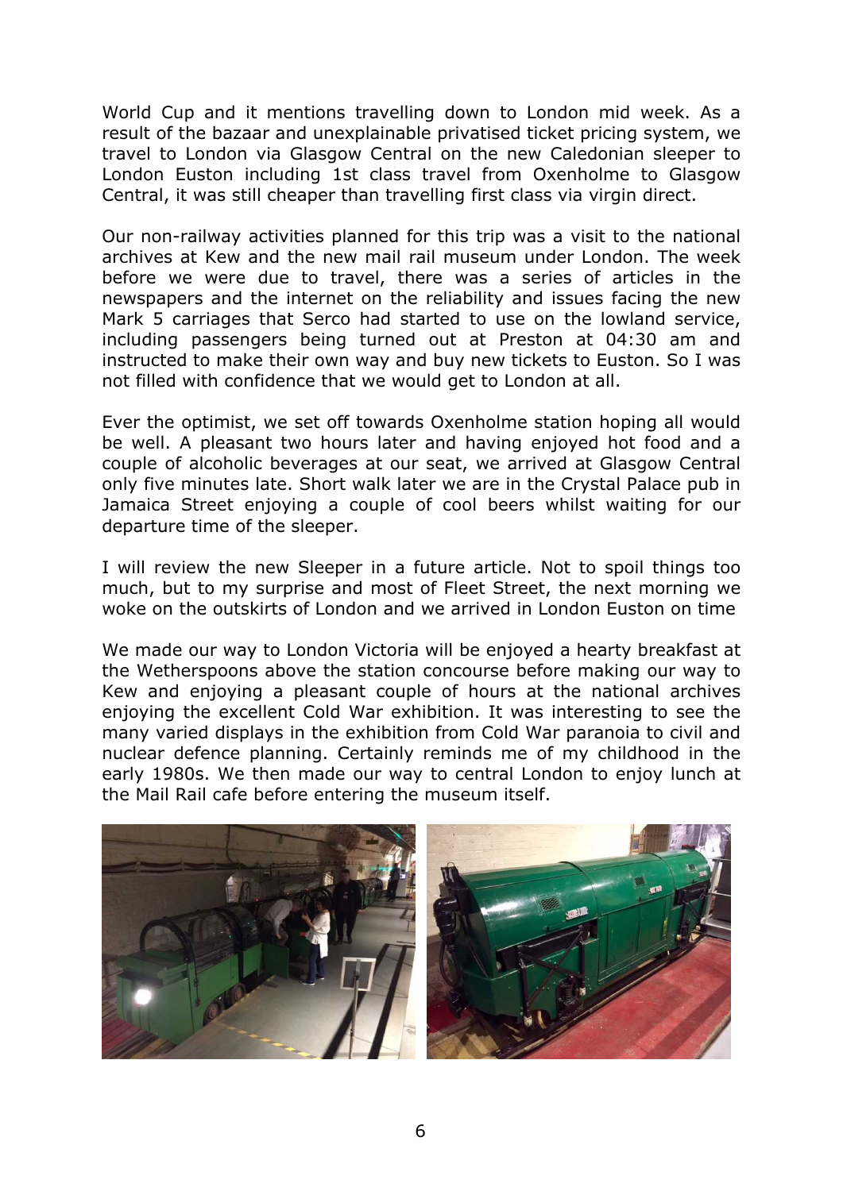World Cup and it mentions travelling down to London mid week. As a result of the bazaar and unexplainable privatised ticket pricing system, we travel to London via Glasgow Central on the new Caledonian sleeper to London Euston including 1st class travel from Oxenholme to Glasgow Central, it was still cheaper than travelling first class via virgin direct.

Our non-railway activities planned for this trip was a visit to the national archives at Kew and the new mail rail museum under London. The week before we were due to travel, there was a series of articles in the newspapers and the internet on the reliability and issues facing the new Mark 5 carriages that Serco had started to use on the lowland service, including passengers being turned out at Preston at 04:30 am and instructed to make their own way and buy new tickets to Euston. So I was not filled with confidence that we would get to London at all.

Ever the optimist, we set off towards Oxenholme station hoping all would be well. A pleasant two hours later and having enjoyed hot food and a couple of alcoholic beverages at our seat, we arrived at Glasgow Central only five minutes late. Short walk later we are in the Crystal Palace pub in Jamaica Street enjoying a couple of cool beers whilst waiting for our departure time of the sleeper.

I will review the new Sleeper in a future article. Not to spoil things too much, but to my surprise and most of Fleet Street, the next morning we woke on the outskirts of London and we arrived in London Euston on time

We made our way to London Victoria will be enjoyed a hearty breakfast at the Wetherspoons above the station concourse before making our way to Kew and enjoying a pleasant couple of hours at the national archives enjoying the excellent Cold War exhibition. It was interesting to see the many varied displays in the exhibition from Cold War paranoia to civil and nuclear defence planning. Certainly reminds me of my childhood in the early 1980s. We then made our way to central London to enjoy lunch at the Mail Rail cafe before entering the museum itself.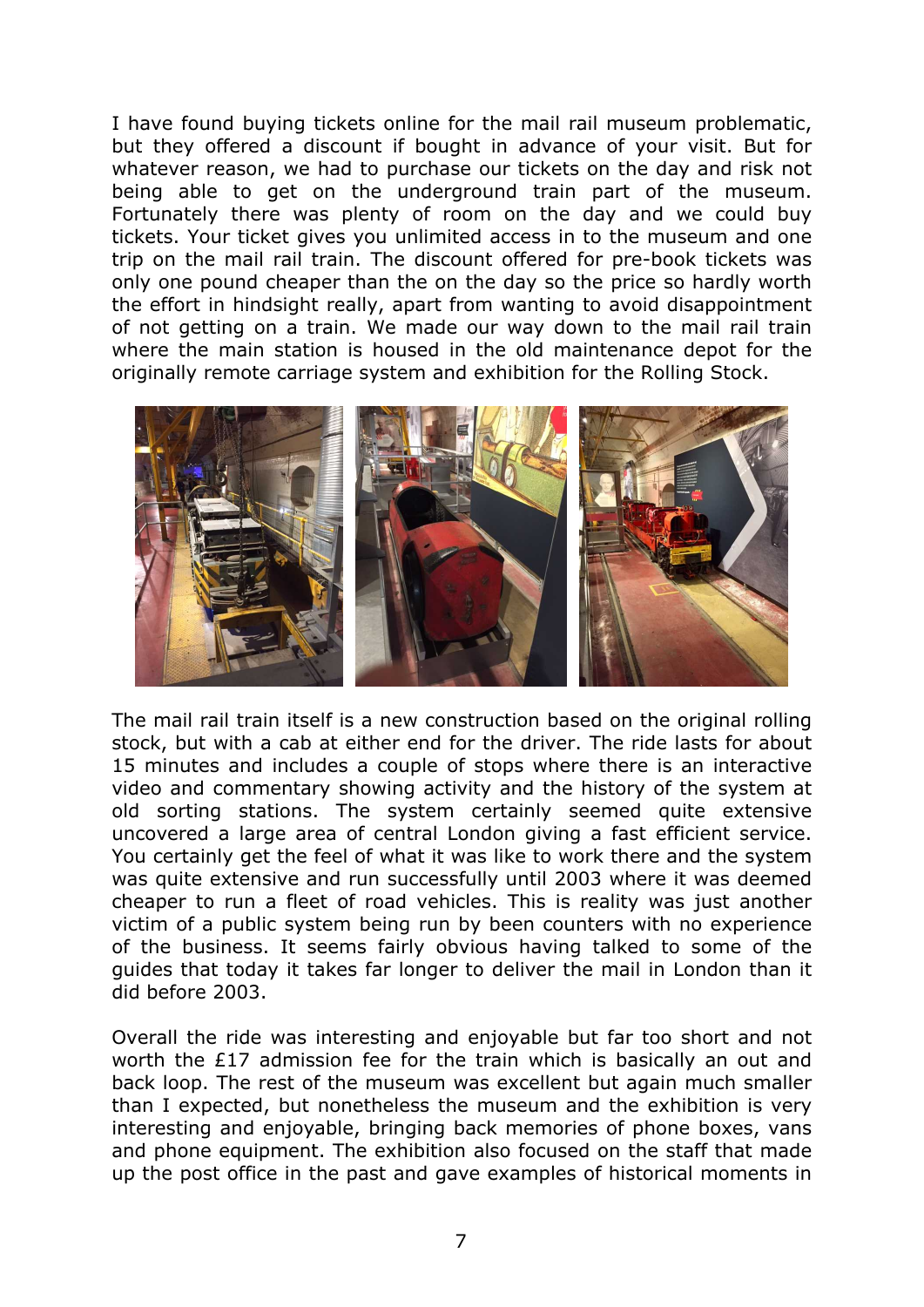I have found buying tickets online for the mail rail museum problematic, but they offered a discount if bought in advance of your visit. But for whatever reason, we had to purchase our tickets on the day and risk not being able to get on the underground train part of the museum. Fortunately there was plenty of room on the day and we could buy tickets. Your ticket gives you unlimited access in to the museum and one trip on the mail rail train. The discount offered for pre-book tickets was only one pound cheaper than the on the day so the price so hardly worth the effort in hindsight really, apart from wanting to avoid disappointment of not getting on a train. We made our way down to the mail rail train where the main station is housed in the old maintenance depot for the originally remote carriage system and exhibition for the Rolling Stock.

The mail rail train itself is a new construction based on the original rolling stock, but with a cab at either end for the driver. The ride lasts for about 15 minutes and includes a couple of stops where there is an interactive video and commentary showing activity and the history of the system at old sorting stations. The system certainly seemed quite extensive uncovered a large area of central London giving a fast efficient service. You certainly get the feel of what it was like to work there and the system was quite extensive and run successfully until 2003 where it was deemed cheaper to run a fleet of road vehicles. This is reality was just another victim of a public system being run by been counters with no experience of the business. It seems fairly obvious having talked to some of the guides that today it takes far longer to deliver the mail in London than it did before 2003.

Overall the ride was interesting and enjoyable but far too short and not worth the £17 admission fee for the train which is basically an out and back loop. The rest of the museum was excellent but again much smaller than I expected, but nonetheless the museum and the exhibition is very interesting and enjoyable, bringing back memories of phone boxes, vans and phone equipment. The exhibition also focused on the staff that made up the post office in the past and gave examples of historical moments in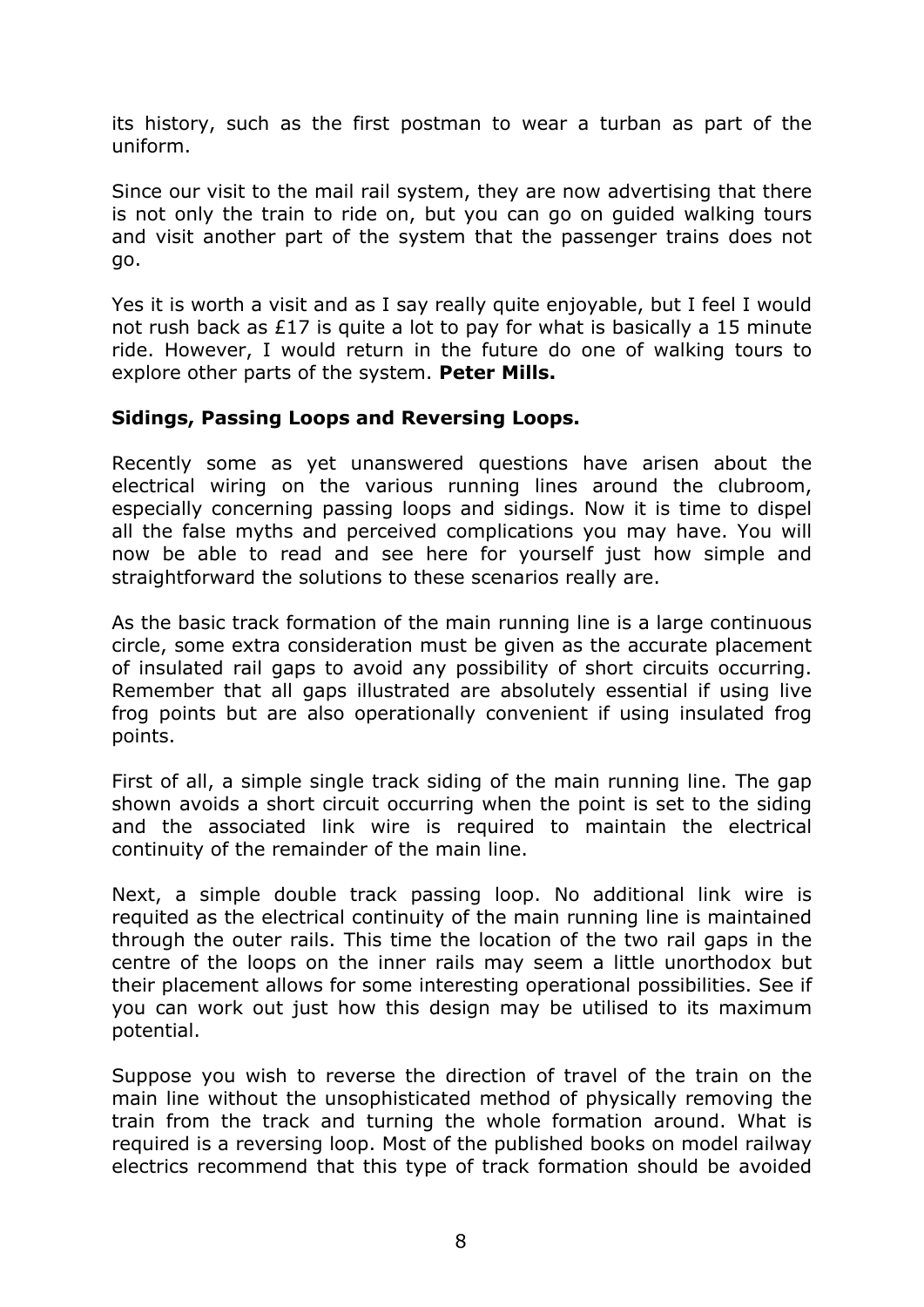its history, such as the first postman to wear a turban as part of the uniform.

Since our visit to the mail rail system, they are now advertising that there is not only the train to ride on, but you can go on guided walking tours and visit another part of the system that the passenger trains does not go.

Yes it is worth a visit and as I say really quite enjoyable, but I feel I would not rush back as £17 is quite a lot to pay for what is basically a 15 minute ride. However, I would return in the future do one of walking tours to explore other parts of the system. **Peter Mills.**

### Sidings, Passing Loops and Reversing Loops.

Recently some as yet unanswered questions have arisen about the electrical wiring on the various running lines around the clubroom, especially concerning passing loops and sidings. Now it is time to dispel all the false myths and perceived complications you may have. You will now be able to read and see here for yourself just how simple and straightforward the solutions to these scenarios really are.

As the basic track formation of the main running line is a large continuous circle, some extra consideration must be given as the accurate placement of insulated rail gaps to avoid any possibility of short circuits occurring. Remember that all gaps illustrated are absolutely essential if using live frog points but are also operationally convenient if using insulated frog points.

First of all, a simple single track siding of the main running line. The gap shown avoids a short circuit occurring when the point is set to the siding and the associated link wire is required to maintain the electrical continuity of the remainder of the main line.

Next, a simple double track passing loop. No additional link wire is requited as the electrical continuity of the main running line is maintained through the outer rails. This time the location of the two rail gaps in the centre of the loops on the inner rails may seem a little unorthodox but their placement allows for some interesting operational possibilities. See if you can work out just how this design may be utilised to its maximum potential.

Suppose you wish to reverse the direction of travel of the train on the main line without the unsophisticated method of physically removing the train from the track and turning the whole formation around. What is required is a reversing loop. Most of the published books on model railway electrics recommend that this type of track formation should be avoided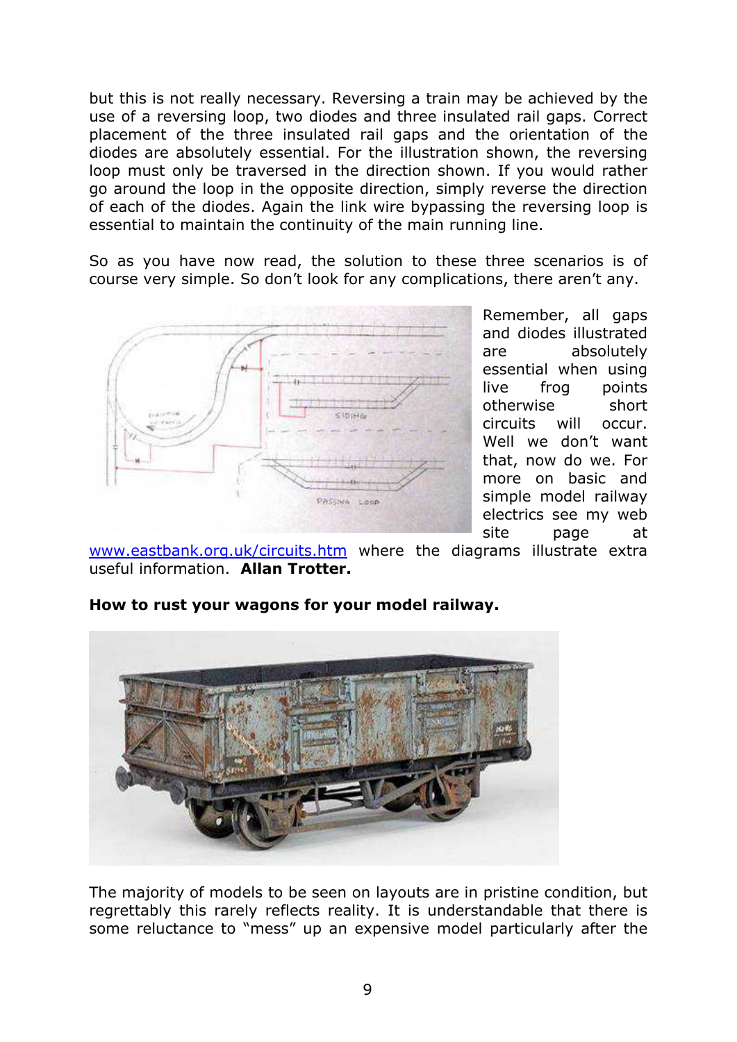but this is not really necessary. Reversing a train may be achieved by the use of a reversing loop, two diodes and three insulated rail gaps. Correct placement of the three insulated rail gaps and the orientation of the diodes are absolutely essential. For the illustration shown, the reversing loop must only be traversed in the direction shown. If you would rather go around the loop in the opposite direction, simply reverse the direction of each of the diodes. Again the link wire bypassing the reversing loop is essential to maintain the continuity of the main running line.

So as you have now read, the solution to these three scenarios is of course very simple. So don't look for any complications, there aren't any.

Remember, all gaps and diodes illustrated are absolutely essential when using live frog points otherwise short circuits will occur. Well we don't want that, now do we. For more on basic and simple model railway electrics see my web site page at www.eastbank.org.uk/circuits.htm where the diagrams illustrate extra useful information. **Allan Trotter.**

**How to rust your wagons for your model railway.**

The majority of models to be seen on layouts are in pristine condition, but regrettably this rarely reflects reality. It is understandable that there is some reluctance to "mess" up an expensive model particularly after the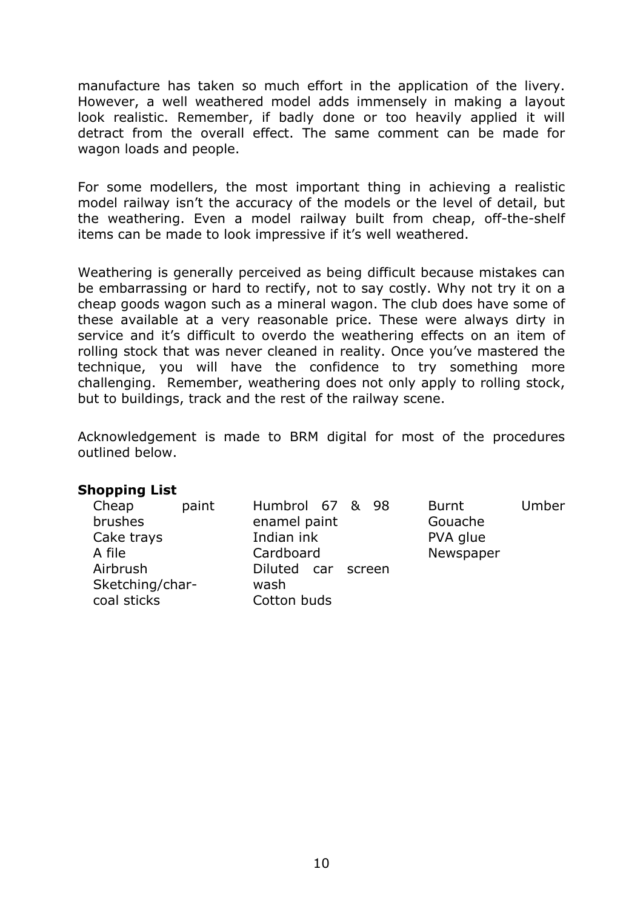manufacture has taken so much effort in the application of the livery. However, a well weathered model adds immensely in making a layout look realistic. Remember, if badly done or too heavily applied it will detract from the overall effect. The same comment can be made for wagon loads and people.

For some modellers, the most important thing in achieving a realistic model railway isn't the accuracy of the models or the level of detail, but the weathering. Even a model railway built from cheap, off-the-shelf items can be made to look impressive if it's well weathered.

Weathering is generally perceived as being difficult because mistakes can be embarrassing or hard to rectify, not to say costly. Why not try it on a cheap goods wagon such as a mineral wagon. The club does have some of these available at a very reasonable price. These were always dirty in service and it's difficult to overdo the weathering effects on an item of rolling stock that was never cleaned in reality. Once you've mastered the technique, you will have the confidence to try something more challenging. Remember, weathering does not only apply to rolling stock, but to buildings, track and the rest of the railway scene.

Acknowledgement is made to BRM digital for most of the procedures outlined below.

**Shopping List**

| | | |
|---|---|---|
| Cheap paint brushes | Humbrol 67 & 98 enamel paint | Burnt Umber Gouache |
| Cake trays | Indian ink | PVA glue |
| A file | Cardboard | Newspaper |
| Airbrush | Diluted car screen wash | |
| Sketching/char-coal sticks | Cotton buds | |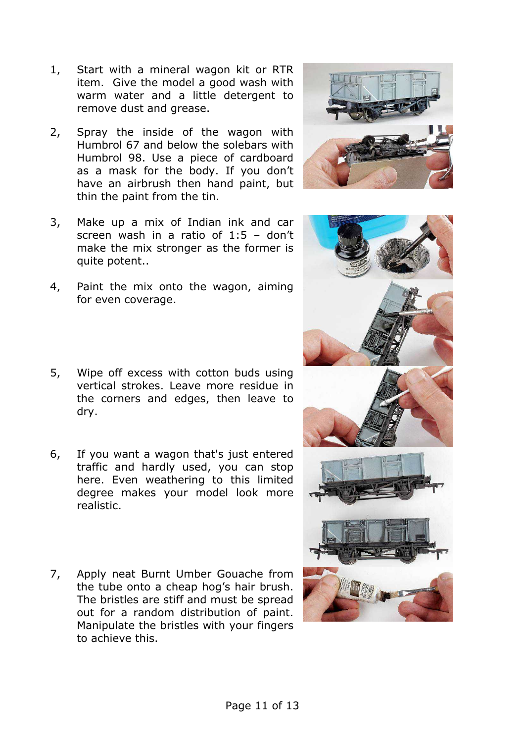1, Start with a mineral wagon kit or RTR item. Give the model a good wash with warm water and a little detergent to remove dust and grease.

2, Spray the inside of the wagon with Humbrol 67 and below the solebars with Humbrol 98. Use a piece of cardboard as a mask for the body. If you don't have an airbrush then hand paint, but thin the paint from the tin.

3, Make up a mix of Indian ink and car screen wash in a ratio of 1:5 – don't make the mix stronger as the former is quite potent..

4, Paint the mix onto the wagon, aiming for even coverage.

5, Wipe off excess with cotton buds using vertical strokes. Leave more residue in the corners and edges, then leave to dry.

6, If you want a wagon that's just entered traffic and hardly used, you can stop here. Even weathering to this limited degree makes your model look more realistic.

7, Apply neat Burnt Umber Gouache from the tube onto a cheap hog's hair brush. The bristles are stiff and must be spread out for a random distribution of paint. Manipulate the bristles with your fingers to achieve this.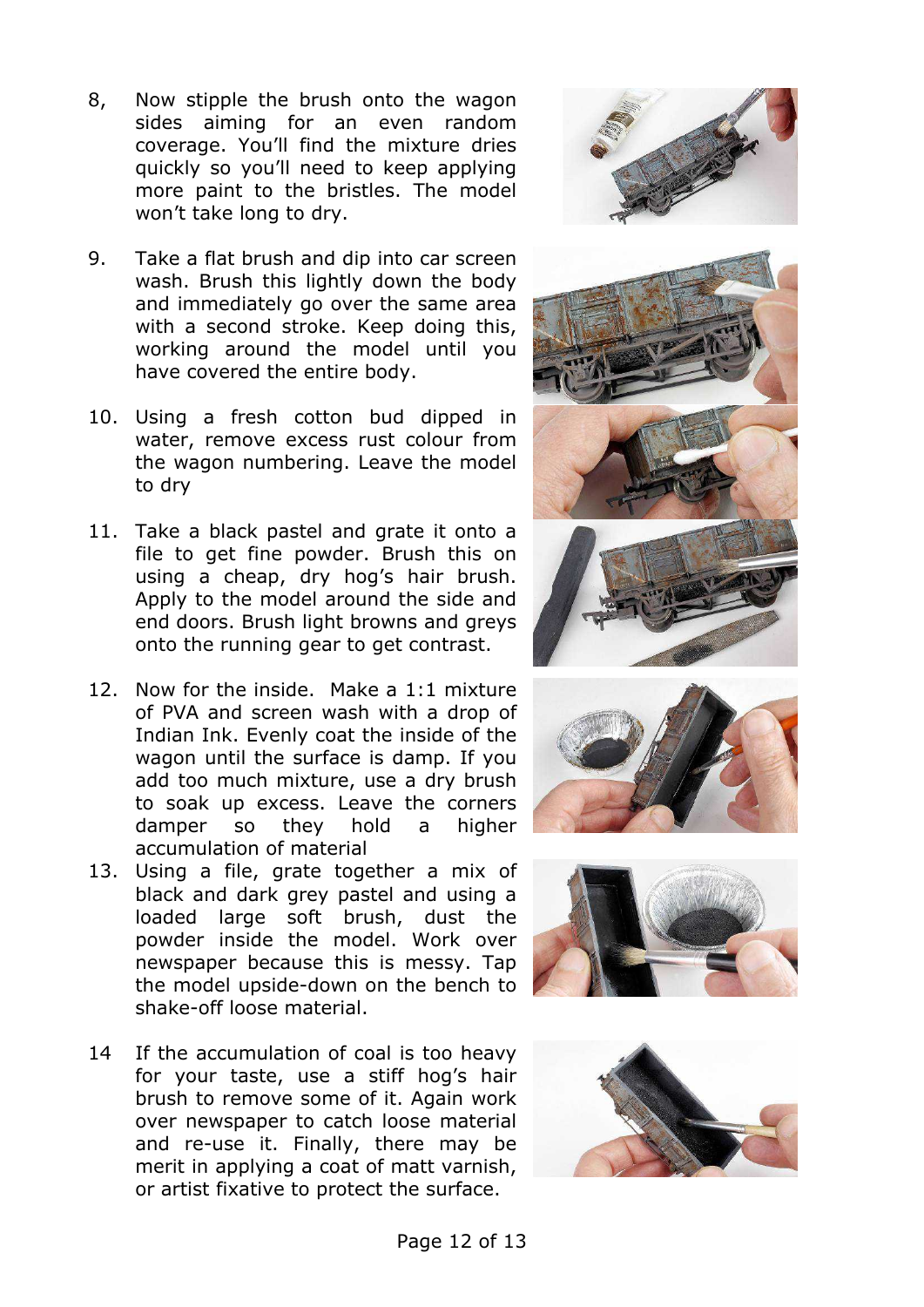8, Now stipple the brush onto the wagon sides aiming for an even random coverage. You'll find the mixture dries quickly so you'll need to keep applying more paint to the bristles. The model won't take long to dry.

9. Take a flat brush and dip into car screen wash. Brush this lightly down the body and immediately go over the same area with a second stroke. Keep doing this, working around the model until you have covered the entire body.

10. Using a fresh cotton bud dipped in water, remove excess rust colour from the wagon numbering. Leave the model to dry

11. Take a black pastel and grate it onto a file to get fine powder. Brush this on using a cheap, dry hog's hair brush. Apply to the model around the side and end doors. Brush light browns and greys onto the running gear to get contrast.

12. Now for the inside. Make a 1:1 mixture of PVA and screen wash with a drop of Indian Ink. Evenly coat the inside of the wagon until the surface is damp. If you add too much mixture, use a dry brush to soak up excess. Leave the corners damper so they hold a higher accumulation of material

13. Using a file, grate together a mix of black and dark grey pastel and using a loaded large soft brush, dust the powder inside the model. Work over newspaper because this is messy. Tap the model upside-down on the bench to shake-off loose material.

14 If the accumulation of coal is too heavy for your taste, use a stiff hog's hair brush to remove some of it. Again work over newspaper to catch loose material and re-use it. Finally, there may be merit in applying a coat of matt varnish, or artist fixative to protect the surface.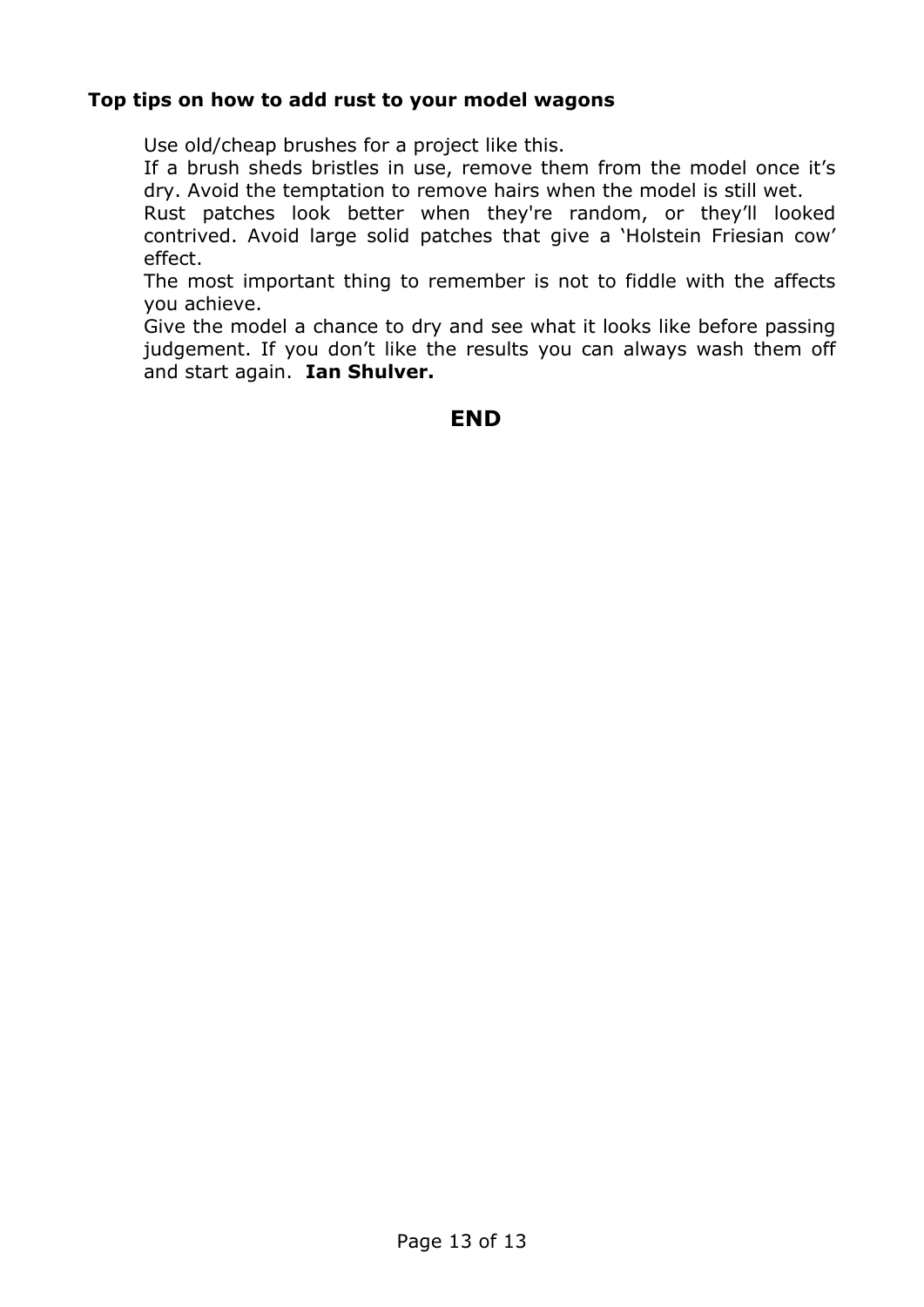**Top tips on how to add rust to your model wagons**

Use old/cheap brushes for a project like this.

If a brush sheds bristles in use, remove them from the model once it's dry. Avoid the temptation to remove hairs when the model is still wet.

Rust patches look better when they're random, or they'll looked contrived. Avoid large solid patches that give a 'Holstein Friesian cow' effect.

The most important thing to remember is not to fiddle with the affects you achieve.

Give the model a chance to dry and see what it looks like before passing judgement. If you don't like the results you can always wash them off and start again. **Ian Shulver.**

**END**